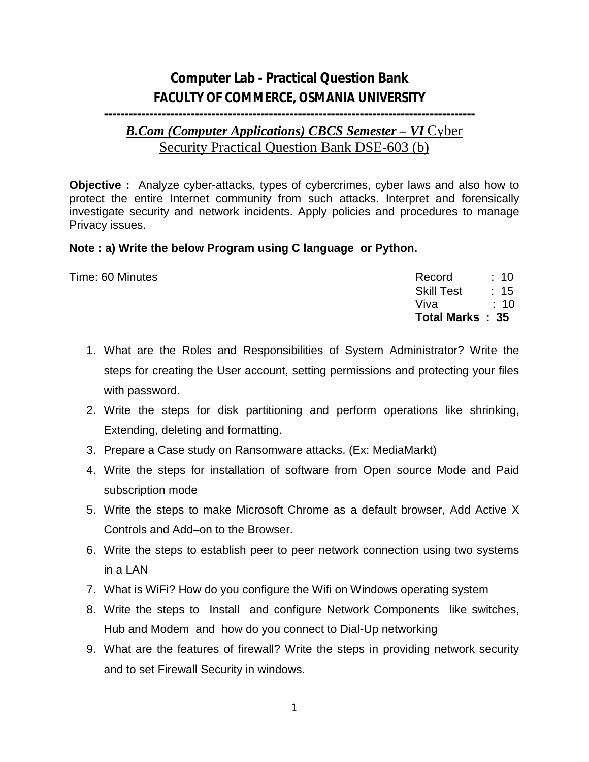# Computer Lab - Practical Question Bank

## FACULTY OF COMMERCE, OSMANIA UNIVERSITY

---

***B.Com (Computer Applications) CBCS Semester – VI*** Cyber Security Practical Question Bank DSE-603 (b)

**Objective :** Analyze cyber-attacks, types of cybercrimes, cyber laws and also how to protect the entire Internet community from such attacks. Interpret and forensically investigate security and network incidents. Apply policies and procedures to manage Privacy issues.

**Note : a) Write the below Program using C language or Python.**

Time: 60 Minutes

| | | |
|---|---|---|
| Record | : | 10 |
| Skill Test | : | 15 |
| Viva | : | 10 |
| **Total Marks** | **:** | **35** |

1. What are the Roles and Responsibilities of System Administrator? Write the steps for creating the User account, setting permissions and protecting your files with password.
2. Write the steps for disk partitioning and perform operations like shrinking, Extending, deleting and formatting.
3. Prepare a Case study on Ransomware attacks. (Ex: MediaMarkt)
4. Write the steps for installation of software from Open source Mode and Paid subscription mode
5. Write the steps to make Microsoft Chrome as a default browser, Add Active X Controls and Add–on to the Browser.
6. Write the steps to establish peer to peer network connection using two systems in a LAN
7. What is WiFi? How do you configure the Wifi on Windows operating system
8. Write the steps to Install and configure Network Components like switches, Hub and Modem and how do you connect to Dial-Up networking
9. What are the features of firewall? Write the steps in providing network security and to set Firewall Security in windows.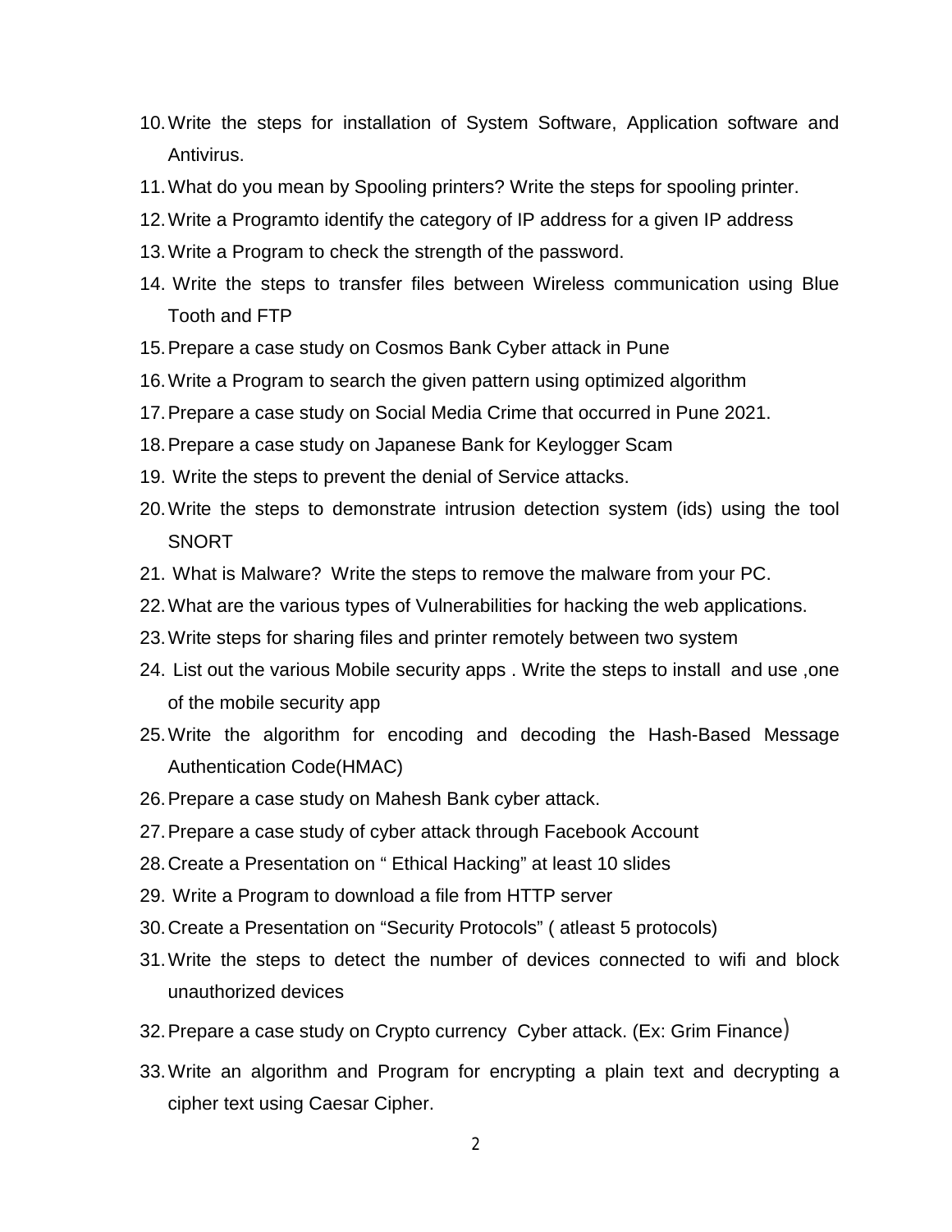10. Write the steps for installation of System Software, Application software and Antivirus.
11. What do you mean by Spooling printers? Write the steps for spooling printer.
12. Write a Programto identify the category of IP address for a given IP address
13. Write a Program to check the strength of the password.
14. Write the steps to transfer files between Wireless communication using Blue Tooth and FTP
15. Prepare a case study on Cosmos Bank Cyber attack in Pune
16. Write a Program to search the given pattern using optimized algorithm
17. Prepare a case study on Social Media Crime that occurred in Pune 2021.
18. Prepare a case study on Japanese Bank for Keylogger Scam
19. Write the steps to prevent the denial of Service attacks.
20. Write the steps to demonstrate intrusion detection system (ids) using the tool SNORT
21. What is Malware? Write the steps to remove the malware from your PC.
22. What are the various types of Vulnerabilities for hacking the web applications.
23. Write steps for sharing files and printer remotely between two system
24. List out the various Mobile security apps . Write the steps to install and use ,one of the mobile security app
25. Write the algorithm for encoding and decoding the Hash-Based Message Authentication Code(HMAC)
26. Prepare a case study on Mahesh Bank cyber attack.
27. Prepare a case study of cyber attack through Facebook Account
28. Create a Presentation on " Ethical Hacking" at least 10 slides
29. Write a Program to download a file from HTTP server
30. Create a Presentation on "Security Protocols" ( atleast 5 protocols)
31. Write the steps to detect the number of devices connected to wifi and block unauthorized devices
32. Prepare a case study on Crypto currency Cyber attack. (Ex: Grim Finance)
33. Write an algorithm and Program for encrypting a plain text and decrypting a cipher text using Caesar Cipher.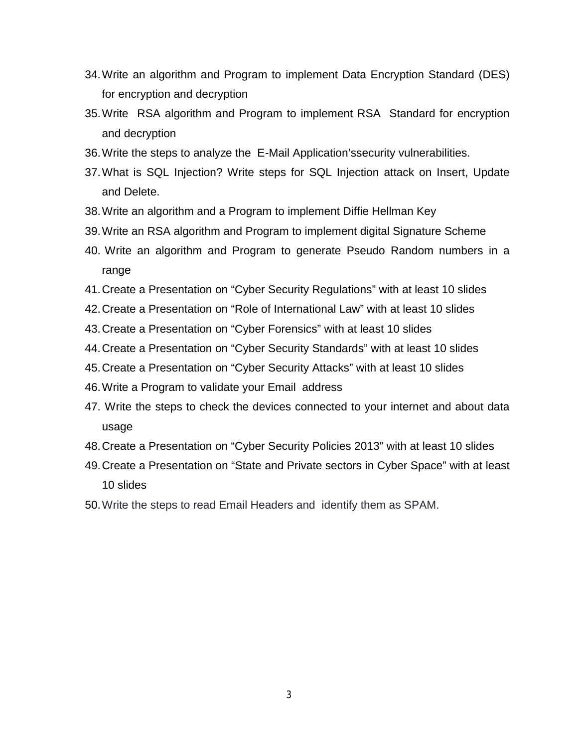34. Write an algorithm and Program to implement Data Encryption Standard (DES) for encryption and decryption
35. Write RSA algorithm and Program to implement RSA Standard for encryption and decryption
36. Write the steps to analyze the E-Mail Application'ssecurity vulnerabilities.
37. What is SQL Injection? Write steps for SQL Injection attack on Insert, Update and Delete.
38. Write an algorithm and a Program to implement Diffie Hellman Key
39. Write an RSA algorithm and Program to implement digital Signature Scheme
40. Write an algorithm and Program to generate Pseudo Random numbers in a range
41. Create a Presentation on "Cyber Security Regulations" with at least 10 slides
42. Create a Presentation on "Role of International Law" with at least 10 slides
43. Create a Presentation on "Cyber Forensics" with at least 10 slides
44. Create a Presentation on "Cyber Security Standards" with at least 10 slides
45. Create a Presentation on "Cyber Security Attacks" with at least 10 slides
46. Write a Program to validate your Email address
47. Write the steps to check the devices connected to your internet and about data usage
48. Create a Presentation on "Cyber Security Policies 2013" with at least 10 slides
49. Create a Presentation on "State and Private sectors in Cyber Space" with at least 10 slides
50. Write the steps to read Email Headers and identify them as SPAM.